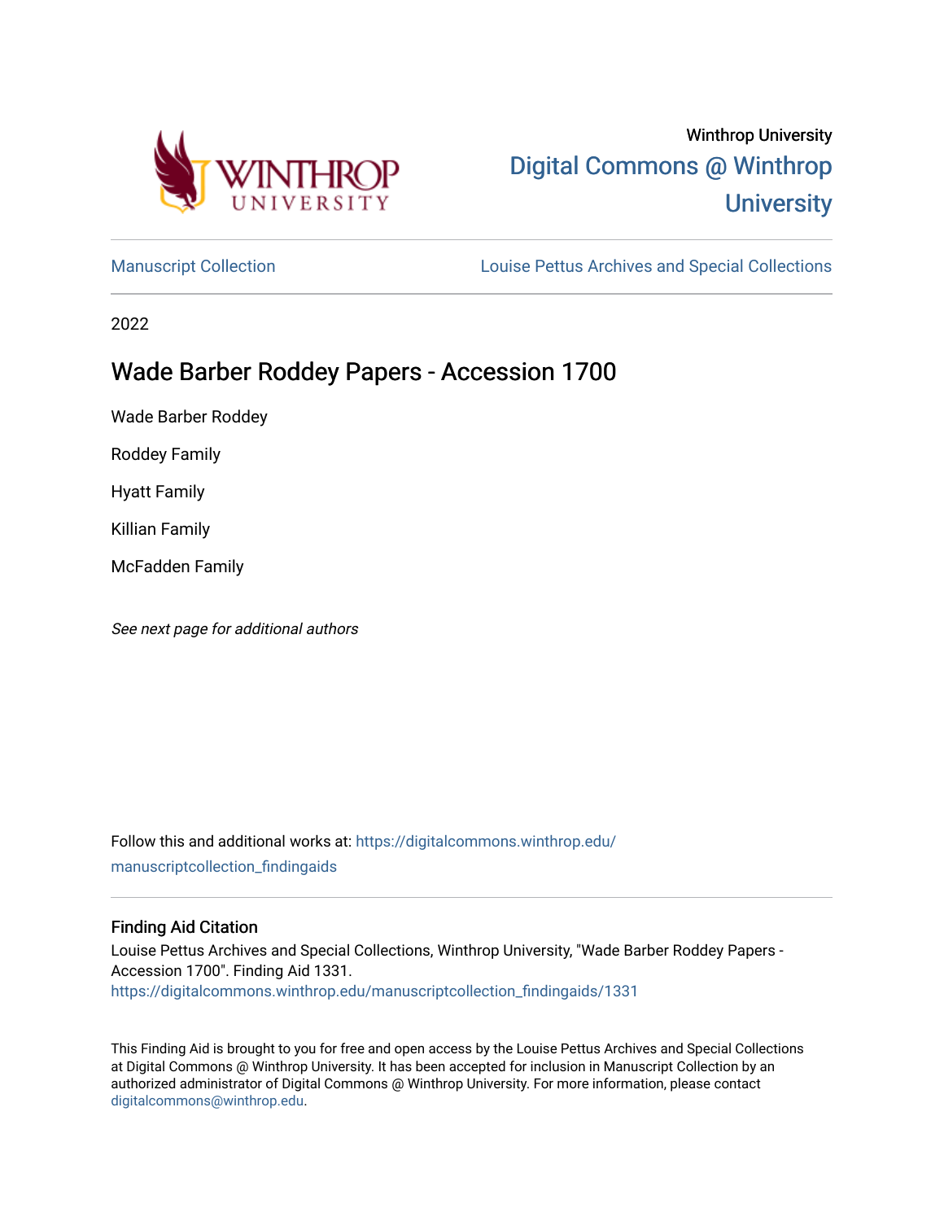Winthrop University

[Digital Commons @ Winthrop University](https://digitalcommons.winthrop.edu)

Manuscript Collection | Louise Pettus Archives and Special Collections

2022

# Wade Barber Roddey Papers - Accession 1700

Wade Barber Roddey

Roddey Family

Hyatt Family

Killian Family

McFadden Family

*See next page for additional authors*

Follow this and additional works at: https://digitalcommons.winthrop.edu/manuscriptcollection_findingaids

## Finding Aid Citation

Louise Pettus Archives and Special Collections, Winthrop University, "Wade Barber Roddey Papers - Accession 1700". Finding Aid 1331.
https://digitalcommons.winthrop.edu/manuscriptcollection_findingaids/1331

This Finding Aid is brought to you for free and open access by the Louise Pettus Archives and Special Collections at Digital Commons @ Winthrop University. It has been accepted for inclusion in Manuscript Collection by an authorized administrator of Digital Commons @ Winthrop University. For more information, please contact digitalcommons@winthrop.edu.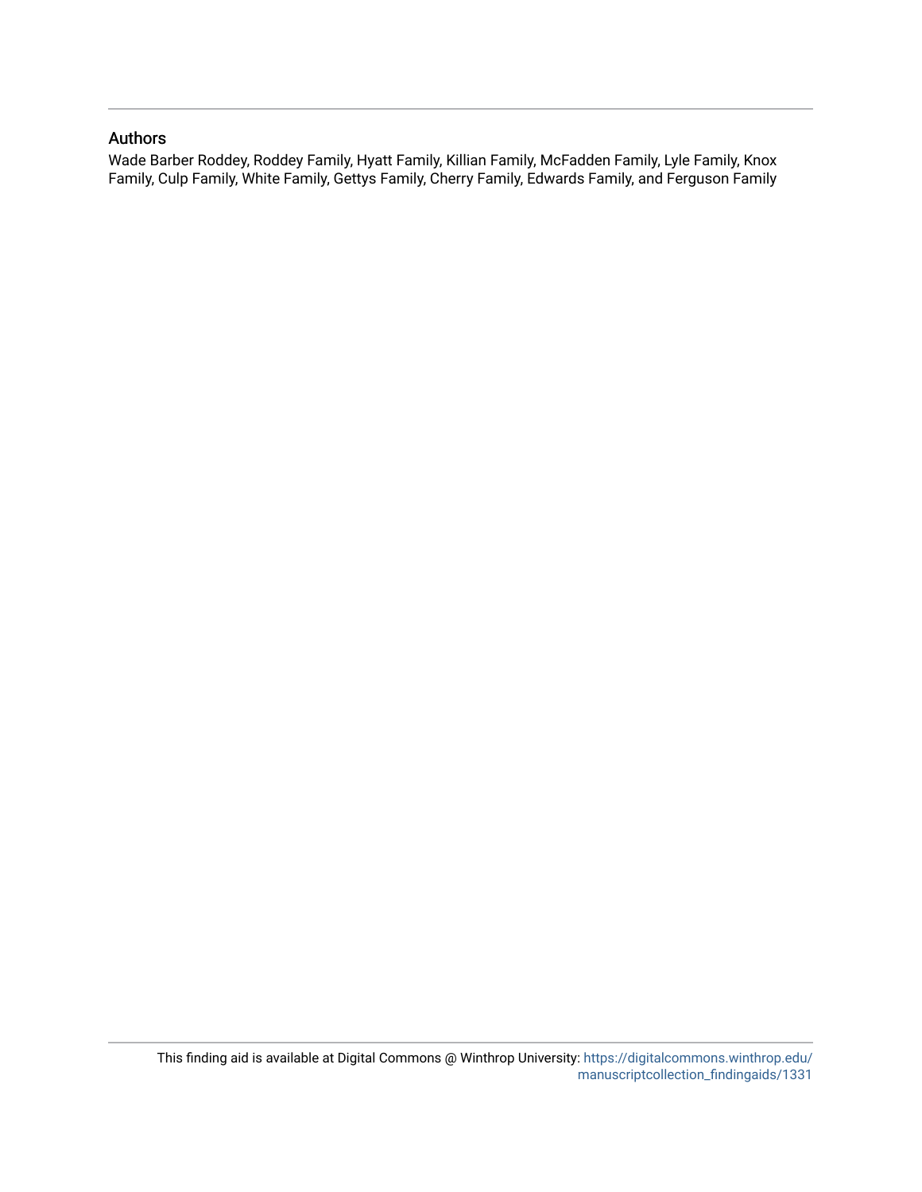## Authors

Wade Barber Roddey, Roddey Family, Hyatt Family, Killian Family, McFadden Family, Lyle Family, Knox Family, Culp Family, White Family, Gettys Family, Cherry Family, Edwards Family, and Ferguson Family

This finding aid is available at Digital Commons @ Winthrop University: https://digitalcommons.winthrop.edu/manuscriptcollection_findingaids/1331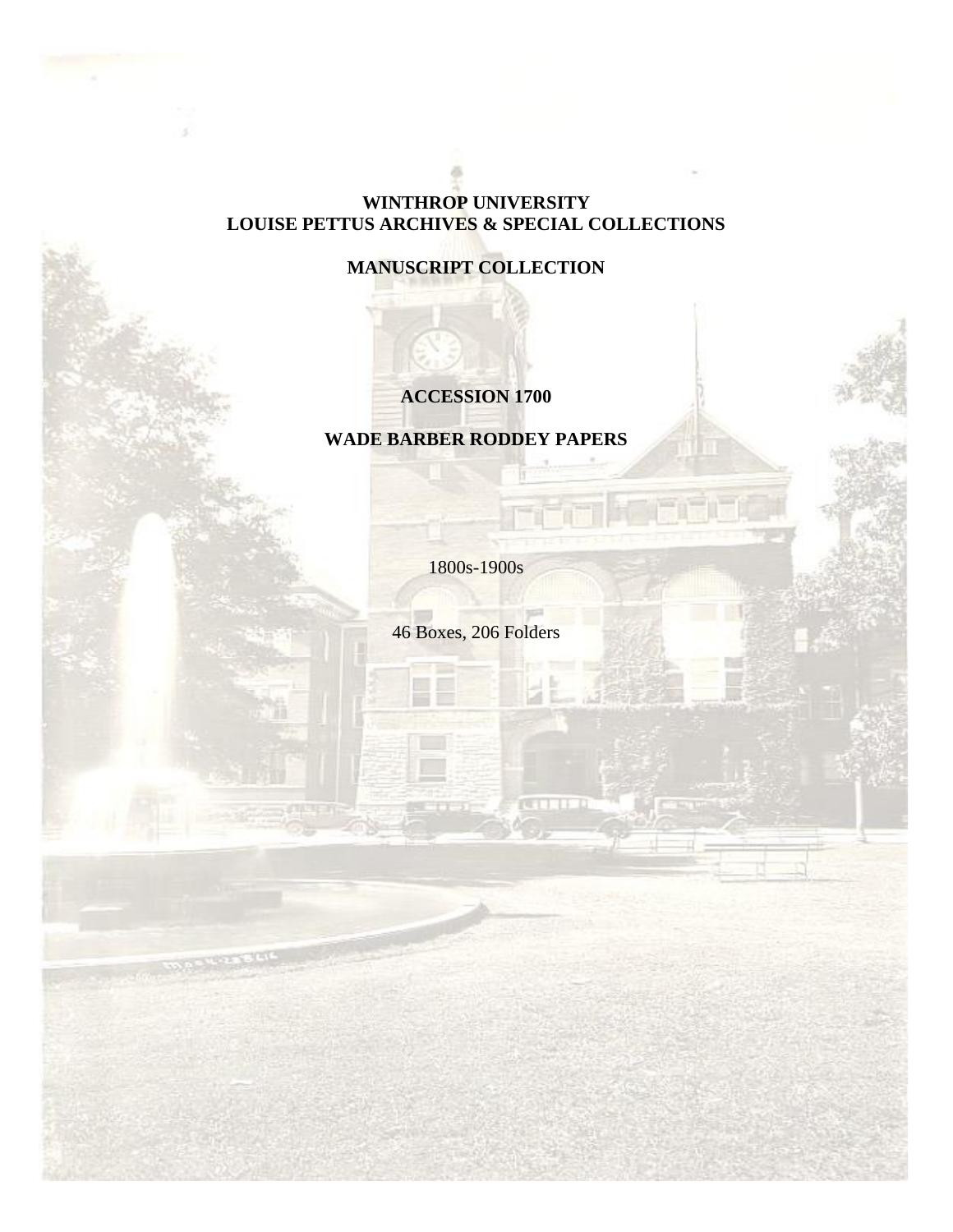# WINTHROP UNIVERSITY
# LOUISE PETTUS ARCHIVES & SPECIAL COLLECTIONS

## MANUSCRIPT COLLECTION

## ACCESSION 1700

## WADE BARBER RODDEY PAPERS

1800s-1900s

46 Boxes, 206 Folders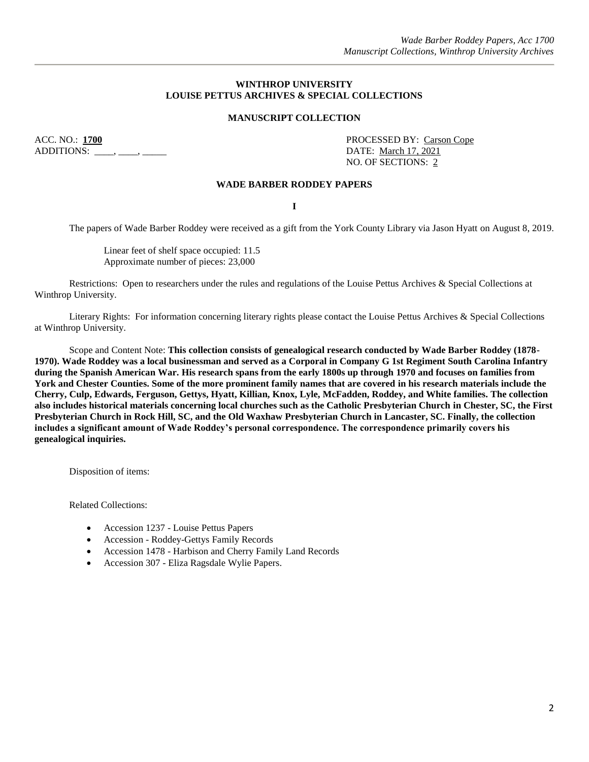**WINTHROP UNIVERSITY**
**LOUISE PETTUS ARCHIVES & SPECIAL COLLECTIONS**

**MANUSCRIPT COLLECTION**

ACC. NO.: **1700**
ADDITIONS: ____, ____, _____

PROCESSED BY: Carson Cope
DATE: March 17, 2021
NO. OF SECTIONS: 2

**WADE BARBER RODDEY PAPERS**

**I**

The papers of Wade Barber Roddey were received as a gift from the York County Library via Jason Hyatt on August 8, 2019.

Linear feet of shelf space occupied: 11.5
Approximate number of pieces: 23,000

Restrictions: Open to researchers under the rules and regulations of the Louise Pettus Archives & Special Collections at Winthrop University.

Literary Rights: For information concerning literary rights please contact the Louise Pettus Archives & Special Collections at Winthrop University.

Scope and Content Note: **This collection consists of genealogical research conducted by Wade Barber Roddey (1878-1970). Wade Roddey was a local businessman and served as a Corporal in Company G 1st Regiment South Carolina Infantry during the Spanish American War. His research spans from the early 1800s up through 1970 and focuses on families from York and Chester Counties. Some of the more prominent family names that are covered in his research materials include the Cherry, Culp, Edwards, Ferguson, Gettys, Hyatt, Killian, Knox, Lyle, McFadden, Roddey, and White families. The collection also includes historical materials concerning local churches such as the Catholic Presbyterian Church in Chester, SC, the First Presbyterian Church in Rock Hill, SC, and the Old Waxhaw Presbyterian Church in Lancaster, SC. Finally, the collection includes a significant amount of Wade Roddey's personal correspondence. The correspondence primarily covers his genealogical inquiries.**

Disposition of items:

Related Collections:

- Accession 1237 - Louise Pettus Papers
- Accession - Roddey-Gettys Family Records
- Accession 1478 - Harbison and Cherry Family Land Records
- Accession 307 - Eliza Ragsdale Wylie Papers.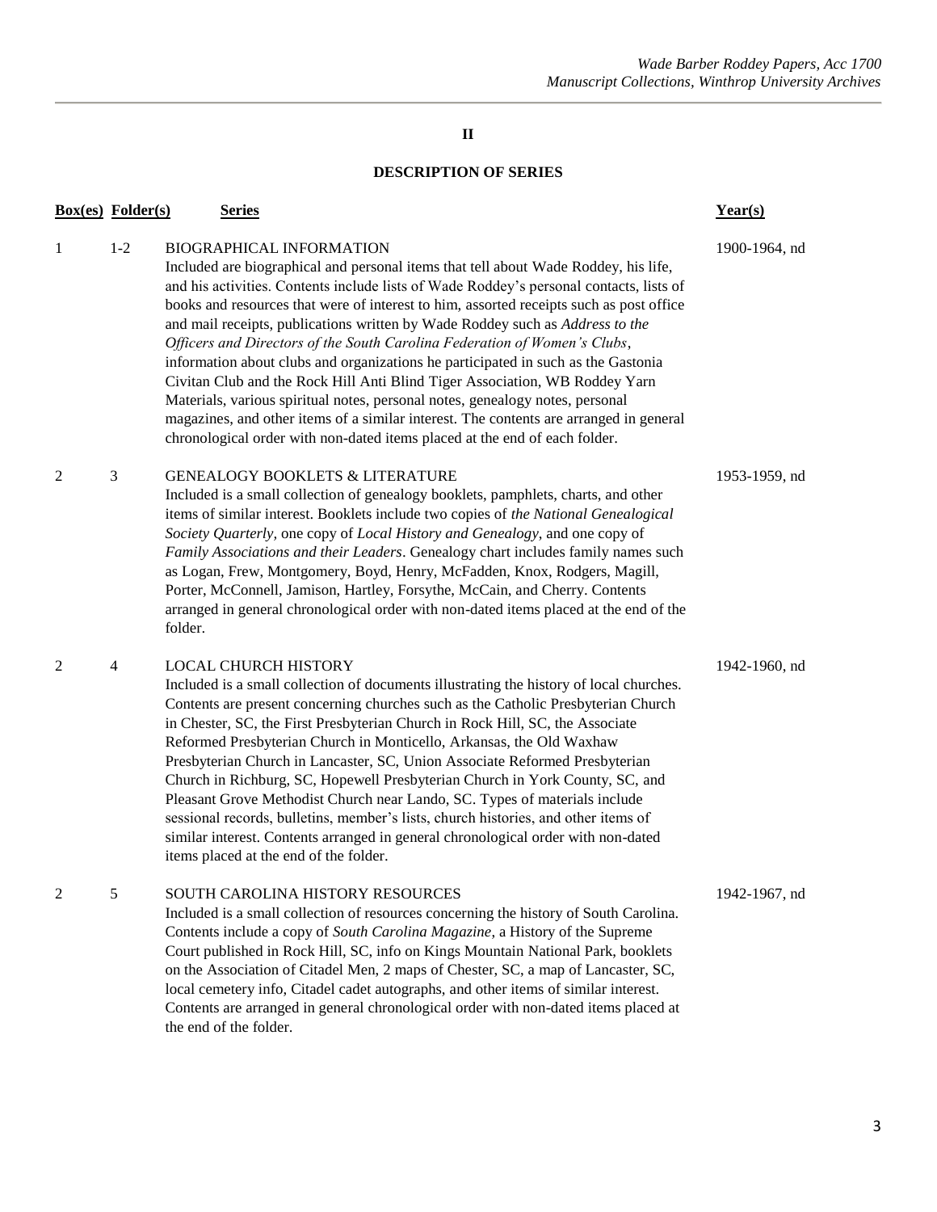## II

## DESCRIPTION OF SERIES

| Box(es) | Folder(s) | Series | Year(s) |
|---|---|---|---|
| 1 | 1-2 | BIOGRAPHICAL INFORMATION<br>Included are biographical and personal items that tell about Wade Roddey, his life, and his activities. Contents include lists of Wade Roddey's personal contacts, lists of books and resources that were of interest to him, assorted receipts such as post office and mail receipts, publications written by Wade Roddey such as *Address to the Officers and Directors of the South Carolina Federation of Women's Clubs*, information about clubs and organizations he participated in such as the Gastonia Civitan Club and the Rock Hill Anti Blind Tiger Association, WB Roddey Yarn Materials, various spiritual notes, personal notes, genealogy notes, personal magazines, and other items of a similar interest. The contents are arranged in general chronological order with non-dated items placed at the end of each folder. | 1900-1964, nd |
| 2 | 3 | GENEALOGY BOOKLETS & LITERATURE<br>Included is a small collection of genealogy booklets, pamphlets, charts, and other items of similar interest. Booklets include two copies of *the National Genealogical Society Quarterly*, one copy of *Local History and Genealogy*, and one copy of *Family Associations and their Leaders*. Genealogy chart includes family names such as Logan, Frew, Montgomery, Boyd, Henry, McFadden, Knox, Rodgers, Magill, Porter, McConnell, Jamison, Hartley, Forsythe, McCain, and Cherry. Contents arranged in general chronological order with non-dated items placed at the end of the folder. | 1953-1959, nd |
| 2 | 4 | LOCAL CHURCH HISTORY<br>Included is a small collection of documents illustrating the history of local churches. Contents are present concerning churches such as the Catholic Presbyterian Church in Chester, SC, the First Presbyterian Church in Rock Hill, SC, the Associate Reformed Presbyterian Church in Monticello, Arkansas, the Old Waxhaw Presbyterian Church in Lancaster, SC, Union Associate Reformed Presbyterian Church in Richburg, SC, Hopewell Presbyterian Church in York County, SC, and Pleasant Grove Methodist Church near Lando, SC. Types of materials include sessional records, bulletins, member's lists, church histories, and other items of similar interest. Contents arranged in general chronological order with non-dated items placed at the end of the folder. | 1942-1960, nd |
| 2 | 5 | SOUTH CAROLINA HISTORY RESOURCES<br>Included is a small collection of resources concerning the history of South Carolina. Contents include a copy of *South Carolina Magazine*, a History of the Supreme Court published in Rock Hill, SC, info on Kings Mountain National Park, booklets on the Association of Citadel Men, 2 maps of Chester, SC, a map of Lancaster, SC, local cemetery info, Citadel cadet autographs, and other items of similar interest. Contents are arranged in general chronological order with non-dated items placed at the end of the folder. | 1942-1967, nd |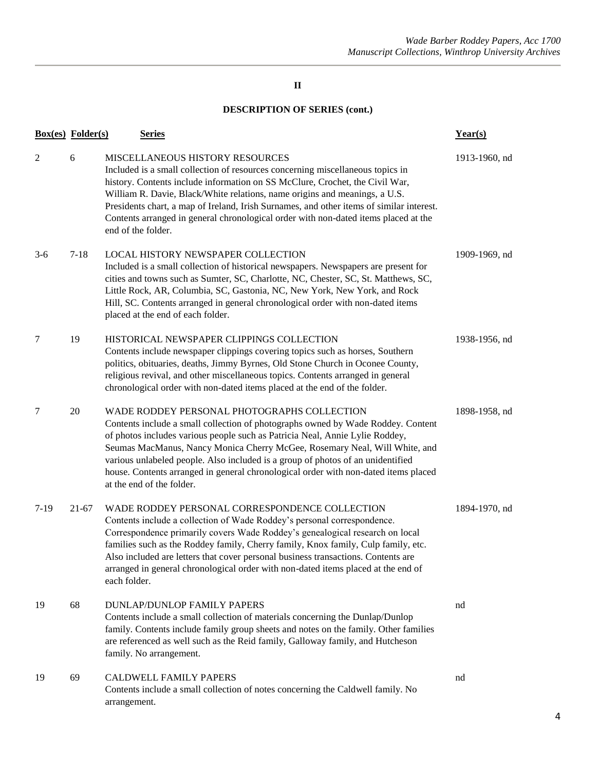## II

### DESCRIPTION OF SERIES (cont.)

| Box(es) | Folder(s) | Series | Year(s) |
| --- | --- | --- | --- |
| 2 | 6 | MISCELLANEOUS HISTORY RESOURCES<br>Included is a small collection of resources concerning miscellaneous topics in history. Contents include information on SS McClure, Crochet, the Civil War, William R. Davie, Black/White relations, name origins and meanings, a U.S. Presidents chart, a map of Ireland, Irish Surnames, and other items of similar interest. Contents arranged in general chronological order with non-dated items placed at the end of the folder. | 1913-1960, nd |
| 3-6 | 7-18 | LOCAL HISTORY NEWSPAPER COLLECTION<br>Included is a small collection of historical newspapers. Newspapers are present for cities and towns such as Sumter, SC, Charlotte, NC, Chester, SC, St. Matthews, SC, Little Rock, AR, Columbia, SC, Gastonia, NC, New York, New York, and Rock Hill, SC. Contents arranged in general chronological order with non-dated items placed at the end of each folder. | 1909-1969, nd |
| 7 | 19 | HISTORICAL NEWSPAPER CLIPPINGS COLLECTION<br>Contents include newspaper clippings covering topics such as horses, Southern politics, obituaries, deaths, Jimmy Byrnes, Old Stone Church in Oconee County, religious revival, and other miscellaneous topics. Contents arranged in general chronological order with non-dated items placed at the end of the folder. | 1938-1956, nd |
| 7 | 20 | WADE RODDEY PERSONAL PHOTOGRAPHS COLLECTION<br>Contents include a small collection of photographs owned by Wade Roddey. Content of photos includes various people such as Patricia Neal, Annie Lylie Roddey, Seumas MacManus, Nancy Monica Cherry McGee, Rosemary Neal, Will White, and various unlabeled people. Also included is a group of photos of an unidentified house. Contents arranged in general chronological order with non-dated items placed at the end of the folder. | 1898-1958, nd |
| 7-19 | 21-67 | WADE RODDEY PERSONAL CORRESPONDENCE COLLECTION<br>Contents include a collection of Wade Roddey's personal correspondence. Correspondence primarily covers Wade Roddey's genealogical research on local families such as the Roddey family, Cherry family, Knox family, Culp family, etc. Also included are letters that cover personal business transactions. Contents are arranged in general chronological order with non-dated items placed at the end of each folder. | 1894-1970, nd |
| 19 | 68 | DUNLAP/DUNLOP FAMILY PAPERS<br>Contents include a small collection of materials concerning the Dunlap/Dunlop family. Contents include family group sheets and notes on the family. Other families are referenced as well such as the Reid family, Galloway family, and Hutcheson family. No arrangement. | nd |
| 19 | 69 | CALDWELL FAMILY PAPERS<br>Contents include a small collection of notes concerning the Caldwell family. No arrangement. | nd |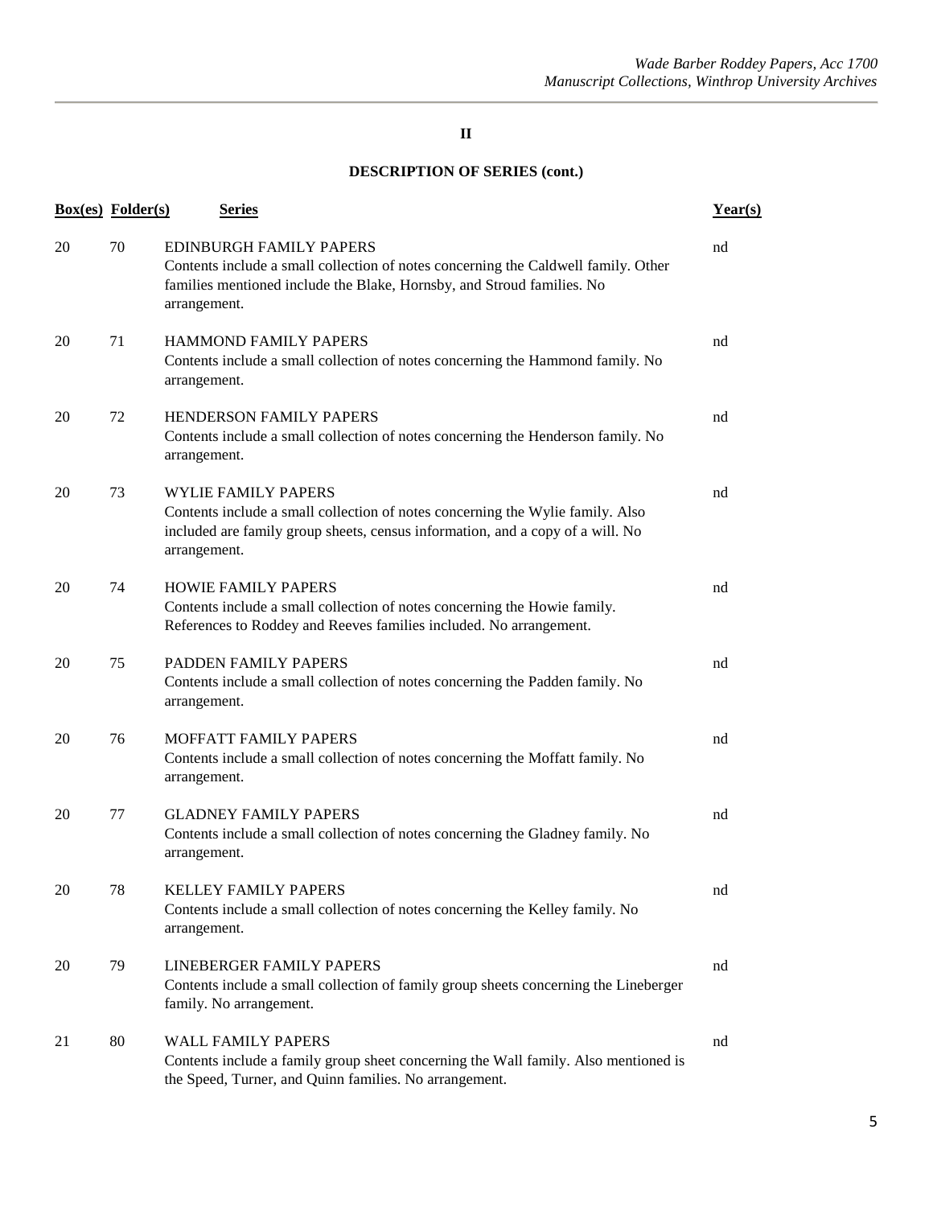**II**

**DESCRIPTION OF SERIES (cont.)**

| Box(es) | Folder(s) | Series | Year(s) |
|---|---|---|---|
| 20 | 70 | EDINBURGH FAMILY PAPERS<br>Contents include a small collection of notes concerning the Caldwell family. Other families mentioned include the Blake, Hornsby, and Stroud families. No arrangement. | nd |
| 20 | 71 | HAMMOND FAMILY PAPERS<br>Contents include a small collection of notes concerning the Hammond family. No arrangement. | nd |
| 20 | 72 | HENDERSON FAMILY PAPERS<br>Contents include a small collection of notes concerning the Henderson family. No arrangement. | nd |
| 20 | 73 | WYLIE FAMILY PAPERS<br>Contents include a small collection of notes concerning the Wylie family. Also included are family group sheets, census information, and a copy of a will. No arrangement. | nd |
| 20 | 74 | HOWIE FAMILY PAPERS<br>Contents include a small collection of notes concerning the Howie family. References to Roddey and Reeves families included. No arrangement. | nd |
| 20 | 75 | PADDEN FAMILY PAPERS<br>Contents include a small collection of notes concerning the Padden family. No arrangement. | nd |
| 20 | 76 | MOFFATT FAMILY PAPERS<br>Contents include a small collection of notes concerning the Moffatt family. No arrangement. | nd |
| 20 | 77 | GLADNEY FAMILY PAPERS<br>Contents include a small collection of notes concerning the Gladney family. No arrangement. | nd |
| 20 | 78 | KELLEY FAMILY PAPERS<br>Contents include a small collection of notes concerning the Kelley family. No arrangement. | nd |
| 20 | 79 | LINEBERGER FAMILY PAPERS<br>Contents include a small collection of family group sheets concerning the Lineberger family. No arrangement. | nd |
| 21 | 80 | WALL FAMILY PAPERS<br>Contents include a family group sheet concerning the Wall family. Also mentioned is the Speed, Turner, and Quinn families. No arrangement. | nd |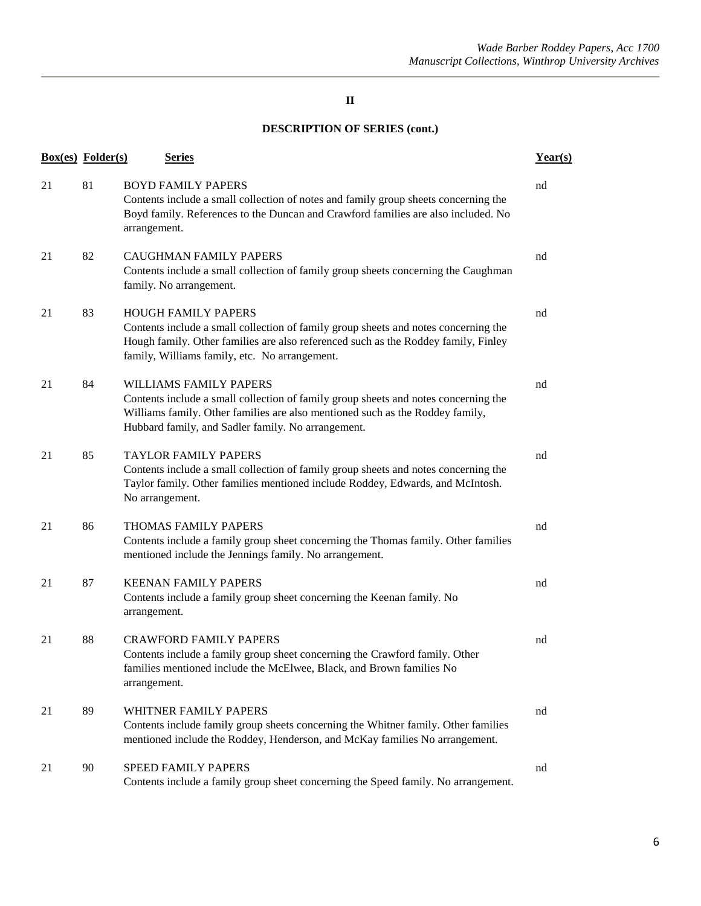**II**

**DESCRIPTION OF SERIES (cont.)**

| Box(es) | Folder(s) | Series | Year(s) |
|---|---|---|---|
| 21 | 81 | BOYD FAMILY PAPERS<br>Contents include a small collection of notes and family group sheets concerning the Boyd family. References to the Duncan and Crawford families are also included. No arrangement. | nd |
| 21 | 82 | CAUGHMAN FAMILY PAPERS<br>Contents include a small collection of family group sheets concerning the Caughman family. No arrangement. | nd |
| 21 | 83 | HOUGH FAMILY PAPERS<br>Contents include a small collection of family group sheets and notes concerning the Hough family. Other families are also referenced such as the Roddey family, Finley family, Williams family, etc. No arrangement. | nd |
| 21 | 84 | WILLIAMS FAMILY PAPERS<br>Contents include a small collection of family group sheets and notes concerning the Williams family. Other families are also mentioned such as the Roddey family, Hubbard family, and Sadler family. No arrangement. | nd |
| 21 | 85 | TAYLOR FAMILY PAPERS<br>Contents include a small collection of family group sheets and notes concerning the Taylor family. Other families mentioned include Roddey, Edwards, and McIntosh. No arrangement. | nd |
| 21 | 86 | THOMAS FAMILY PAPERS<br>Contents include a family group sheet concerning the Thomas family. Other families mentioned include the Jennings family. No arrangement. | nd |
| 21 | 87 | KEENAN FAMILY PAPERS<br>Contents include a family group sheet concerning the Keenan family. No arrangement. | nd |
| 21 | 88 | CRAWFORD FAMILY PAPERS<br>Contents include a family group sheet concerning the Crawford family. Other families mentioned include the McElwee, Black, and Brown families No arrangement. | nd |
| 21 | 89 | WHITNER FAMILY PAPERS<br>Contents include family group sheets concerning the Whitner family. Other families mentioned include the Roddey, Henderson, and McKay families No arrangement. | nd |
| 21 | 90 | SPEED FAMILY PAPERS<br>Contents include a family group sheet concerning the Speed family. No arrangement. | nd |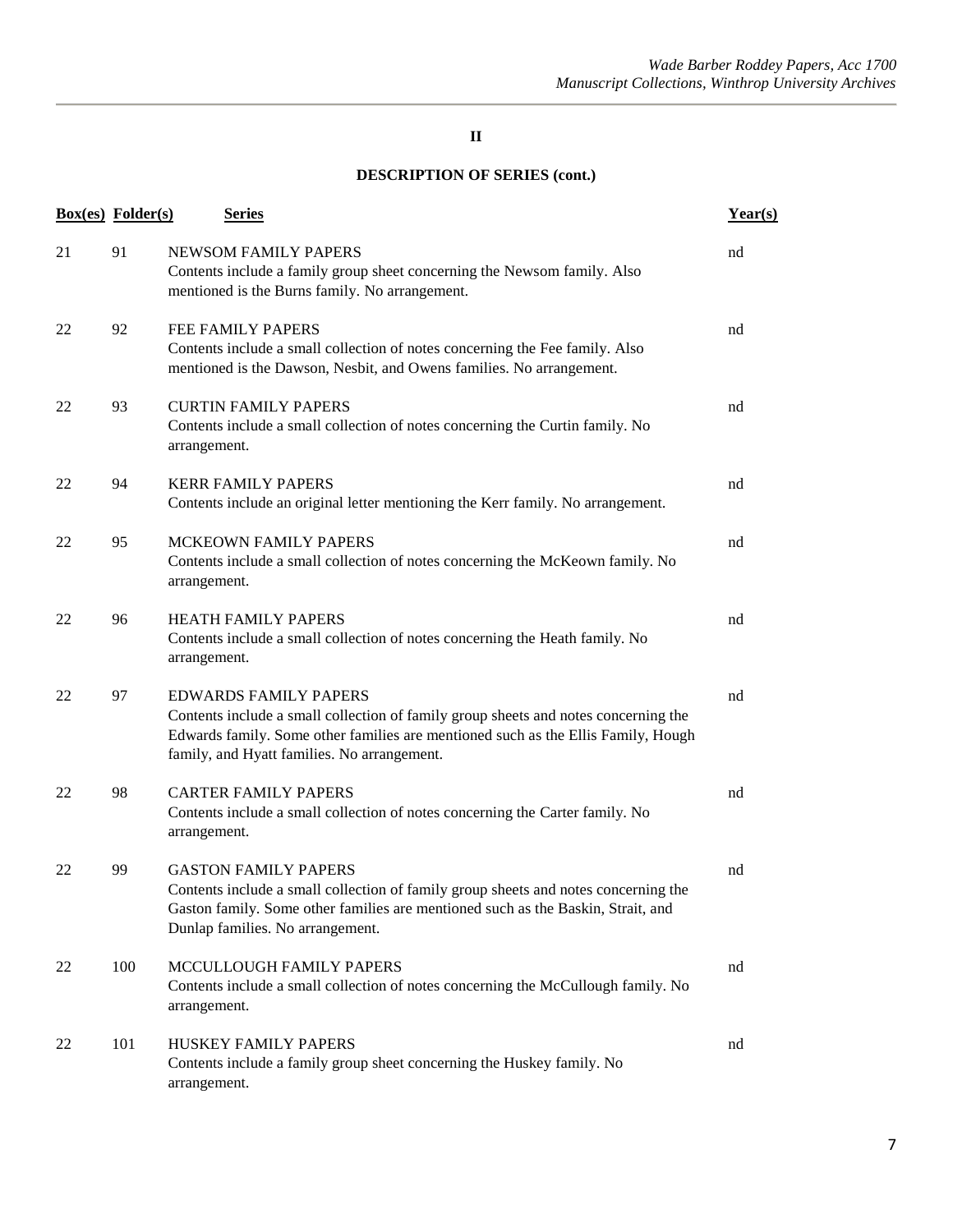**II**

**DESCRIPTION OF SERIES (cont.)**

| Box(es) | Folder(s) | Series | Year(s) |
|---|---|---|---|
| 21 | 91 | NEWSOM FAMILY PAPERS<br>Contents include a family group sheet concerning the Newsom family. Also mentioned is the Burns family. No arrangement. | nd |
| 22 | 92 | FEE FAMILY PAPERS<br>Contents include a small collection of notes concerning the Fee family. Also mentioned is the Dawson, Nesbit, and Owens families. No arrangement. | nd |
| 22 | 93 | CURTIN FAMILY PAPERS<br>Contents include a small collection of notes concerning the Curtin family. No arrangement. | nd |
| 22 | 94 | KERR FAMILY PAPERS<br>Contents include an original letter mentioning the Kerr family. No arrangement. | nd |
| 22 | 95 | MCKEOWN FAMILY PAPERS<br>Contents include a small collection of notes concerning the McKeown family. No arrangement. | nd |
| 22 | 96 | HEATH FAMILY PAPERS<br>Contents include a small collection of notes concerning the Heath family. No arrangement. | nd |
| 22 | 97 | EDWARDS FAMILY PAPERS<br>Contents include a small collection of family group sheets and notes concerning the Edwards family. Some other families are mentioned such as the Ellis Family, Hough family, and Hyatt families. No arrangement. | nd |
| 22 | 98 | CARTER FAMILY PAPERS<br>Contents include a small collection of notes concerning the Carter family. No arrangement. | nd |
| 22 | 99 | GASTON FAMILY PAPERS<br>Contents include a small collection of family group sheets and notes concerning the Gaston family. Some other families are mentioned such as the Baskin, Strait, and Dunlap families. No arrangement. | nd |
| 22 | 100 | MCCULLOUGH FAMILY PAPERS<br>Contents include a small collection of notes concerning the McCullough family. No arrangement. | nd |
| 22 | 101 | HUSKEY FAMILY PAPERS<br>Contents include a family group sheet concerning the Huskey family. No arrangement. | nd |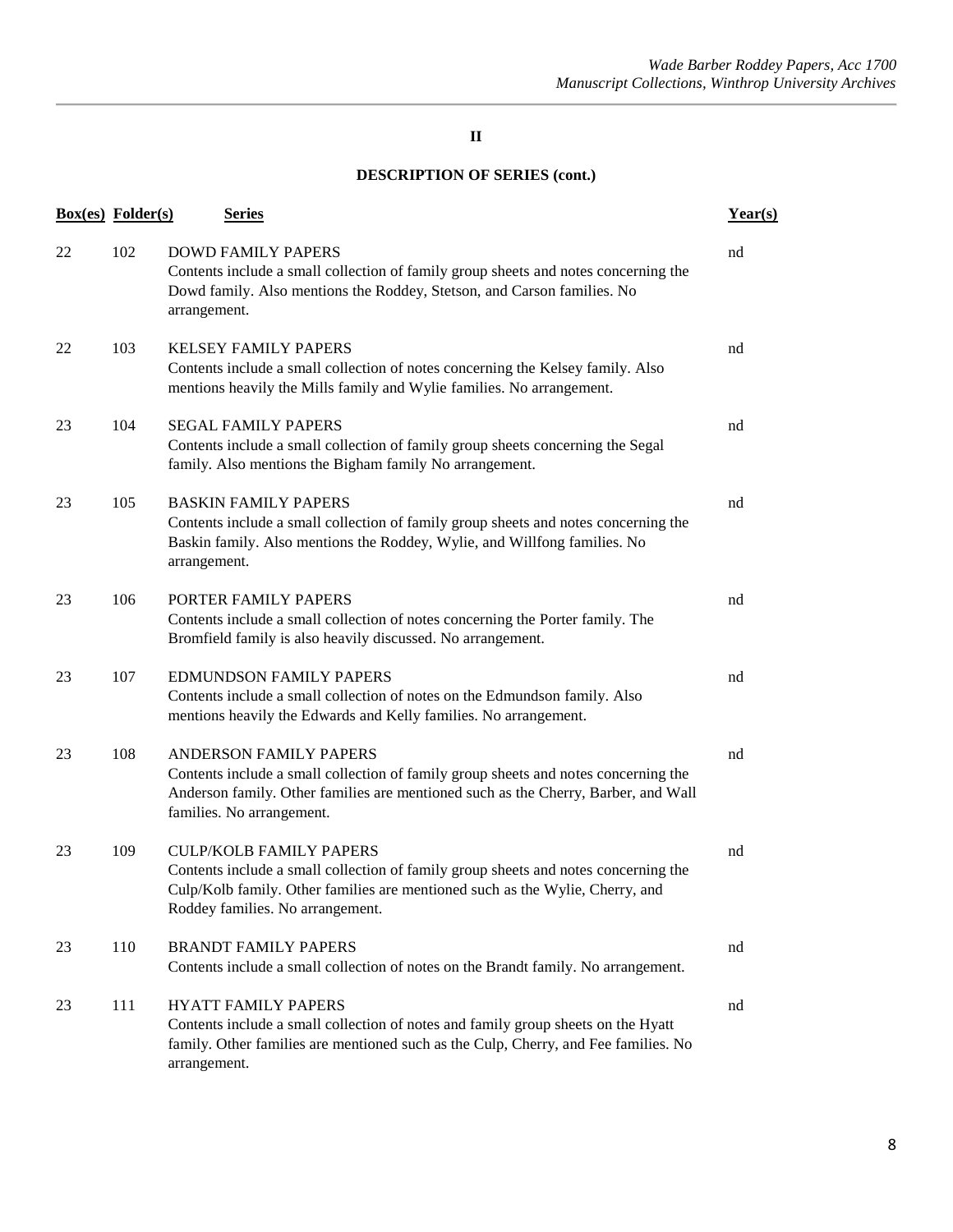## II

## DESCRIPTION OF SERIES (cont.)

| Box(es) | Folder(s) | Series | Year(s) |
|---|---|---|---|
| 22 | 102 | DOWD FAMILY PAPERS<br>Contents include a small collection of family group sheets and notes concerning the Dowd family. Also mentions the Roddey, Stetson, and Carson families. No arrangement. | nd |
| 22 | 103 | KELSEY FAMILY PAPERS<br>Contents include a small collection of notes concerning the Kelsey family. Also mentions heavily the Mills family and Wylie families. No arrangement. | nd |
| 23 | 104 | SEGAL FAMILY PAPERS<br>Contents include a small collection of family group sheets concerning the Segal family. Also mentions the Bigham family No arrangement. | nd |
| 23 | 105 | BASKIN FAMILY PAPERS<br>Contents include a small collection of family group sheets and notes concerning the Baskin family. Also mentions the Roddey, Wylie, and Willfong families. No arrangement. | nd |
| 23 | 106 | PORTER FAMILY PAPERS<br>Contents include a small collection of notes concerning the Porter family. The Bromfield family is also heavily discussed. No arrangement. | nd |
| 23 | 107 | EDMUNDSON FAMILY PAPERS<br>Contents include a small collection of notes on the Edmundson family. Also mentions heavily the Edwards and Kelly families. No arrangement. | nd |
| 23 | 108 | ANDERSON FAMILY PAPERS<br>Contents include a small collection of family group sheets and notes concerning the Anderson family. Other families are mentioned such as the Cherry, Barber, and Wall families. No arrangement. | nd |
| 23 | 109 | CULP/KOLB FAMILY PAPERS<br>Contents include a small collection of family group sheets and notes concerning the Culp/Kolb family. Other families are mentioned such as the Wylie, Cherry, and Roddey families. No arrangement. | nd |
| 23 | 110 | BRANDT FAMILY PAPERS<br>Contents include a small collection of notes on the Brandt family. No arrangement. | nd |
| 23 | 111 | HYATT FAMILY PAPERS<br>Contents include a small collection of notes and family group sheets on the Hyatt family. Other families are mentioned such as the Culp, Cherry, and Fee families. No arrangement. | nd |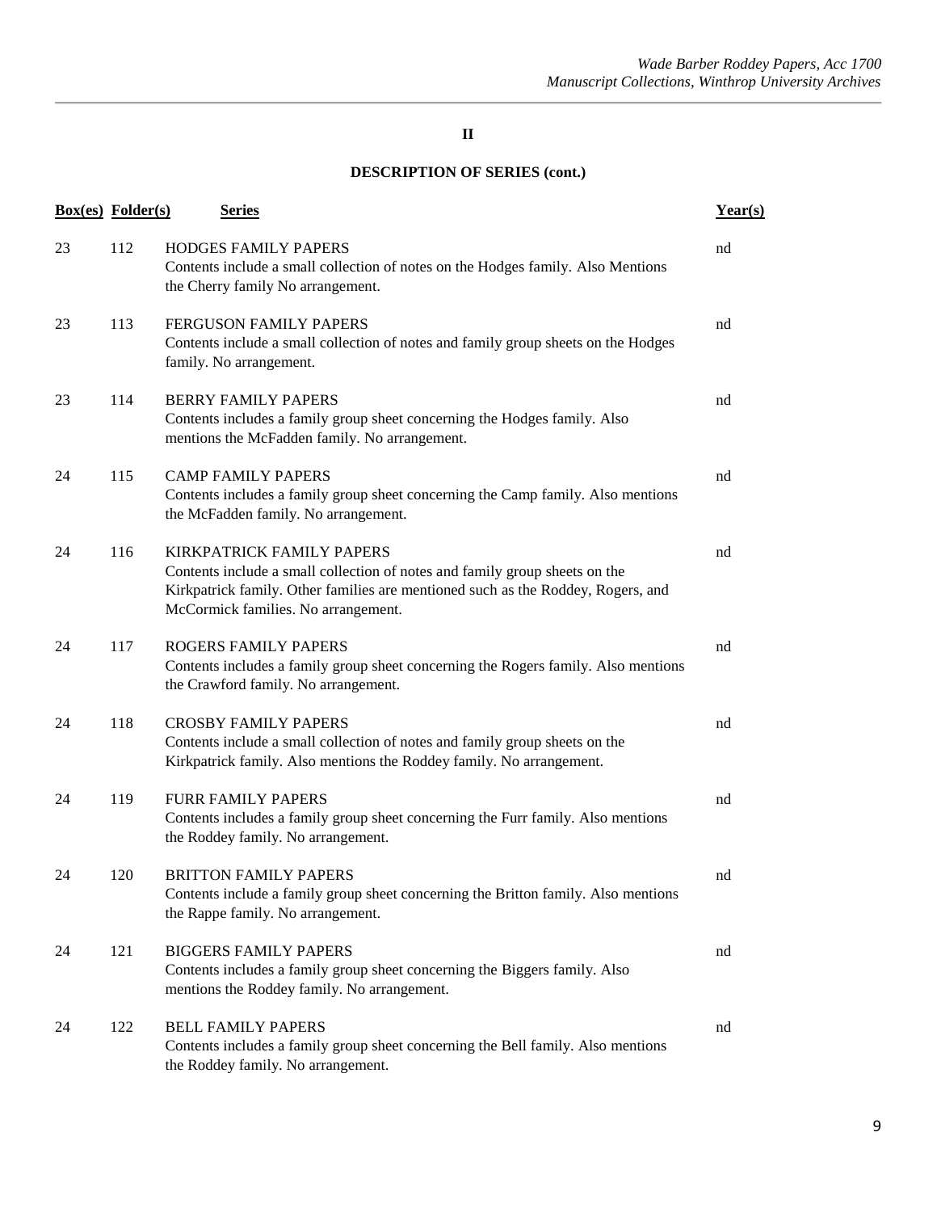**II**

**DESCRIPTION OF SERIES (cont.)**

| Box(es) | Folder(s) | Series | Year(s) |
|---|---|---|---|
| 23 | 112 | HODGES FAMILY PAPERS<br>Contents include a small collection of notes on the Hodges family. Also Mentions the Cherry family No arrangement. | nd |
| 23 | 113 | FERGUSON FAMILY PAPERS<br>Contents include a small collection of notes and family group sheets on the Hodges family. No arrangement. | nd |
| 23 | 114 | BERRY FAMILY PAPERS<br>Contents includes a family group sheet concerning the Hodges family. Also mentions the McFadden family. No arrangement. | nd |
| 24 | 115 | CAMP FAMILY PAPERS<br>Contents includes a family group sheet concerning the Camp family. Also mentions the McFadden family. No arrangement. | nd |
| 24 | 116 | KIRKPATRICK FAMILY PAPERS<br>Contents include a small collection of notes and family group sheets on the Kirkpatrick family. Other families are mentioned such as the Roddey, Rogers, and McCormick families. No arrangement. | nd |
| 24 | 117 | ROGERS FAMILY PAPERS<br>Contents includes a family group sheet concerning the Rogers family. Also mentions the Crawford family. No arrangement. | nd |
| 24 | 118 | CROSBY FAMILY PAPERS<br>Contents include a small collection of notes and family group sheets on the Kirkpatrick family. Also mentions the Roddey family. No arrangement. | nd |
| 24 | 119 | FURR FAMILY PAPERS<br>Contents includes a family group sheet concerning the Furr family. Also mentions the Roddey family. No arrangement. | nd |
| 24 | 120 | BRITTON FAMILY PAPERS<br>Contents include a family group sheet concerning the Britton family. Also mentions the Rappe family. No arrangement. | nd |
| 24 | 121 | BIGGERS FAMILY PAPERS<br>Contents includes a family group sheet concerning the Biggers family. Also mentions the Roddey family. No arrangement. | nd |
| 24 | 122 | BELL FAMILY PAPERS<br>Contents includes a family group sheet concerning the Bell family. Also mentions the Roddey family. No arrangement. | nd |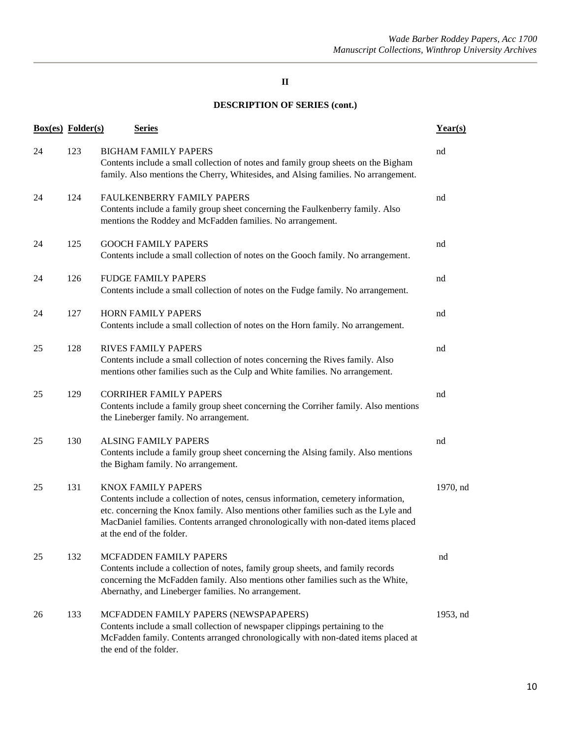**II**

**DESCRIPTION OF SERIES (cont.)**

| Box(es) | Folder(s) | Series | Year(s) |
|---|---|---|---|
| 24 | 123 | BIGHAM FAMILY PAPERS<br>Contents include a small collection of notes and family group sheets on the Bigham family. Also mentions the Cherry, Whitesides, and Alsing families. No arrangement. | nd |
| 24 | 124 | FAULKENBERRY FAMILY PAPERS<br>Contents include a family group sheet concerning the Faulkenberry family. Also mentions the Roddey and McFadden families. No arrangement. | nd |
| 24 | 125 | GOOCH FAMILY PAPERS<br>Contents include a small collection of notes on the Gooch family. No arrangement. | nd |
| 24 | 126 | FUDGE FAMILY PAPERS<br>Contents include a small collection of notes on the Fudge family. No arrangement. | nd |
| 24 | 127 | HORN FAMILY PAPERS<br>Contents include a small collection of notes on the Horn family. No arrangement. | nd |
| 25 | 128 | RIVES FAMILY PAPERS<br>Contents include a small collection of notes concerning the Rives family. Also mentions other families such as the Culp and White families. No arrangement. | nd |
| 25 | 129 | CORRIHER FAMILY PAPERS<br>Contents include a family group sheet concerning the Corriher family. Also mentions the Lineberger family. No arrangement. | nd |
| 25 | 130 | ALSING FAMILY PAPERS<br>Contents include a family group sheet concerning the Alsing family. Also mentions the Bigham family. No arrangement. | nd |
| 25 | 131 | KNOX FAMILY PAPERS<br>Contents include a collection of notes, census information, cemetery information, etc. concerning the Knox family. Also mentions other families such as the Lyle and MacDaniel families. Contents arranged chronologically with non-dated items placed at the end of the folder. | 1970, nd |
| 25 | 132 | MCFADDEN FAMILY PAPERS<br>Contents include a collection of notes, family group sheets, and family records concerning the McFadden family. Also mentions other families such as the White, Abernathy, and Lineberger families. No arrangement. | nd |
| 26 | 133 | MCFADDEN FAMILY PAPERS (NEWSPAPAPERS)<br>Contents include a small collection of newspaper clippings pertaining to the McFadden family. Contents arranged chronologically with non-dated items placed at the end of the folder. | 1953, nd |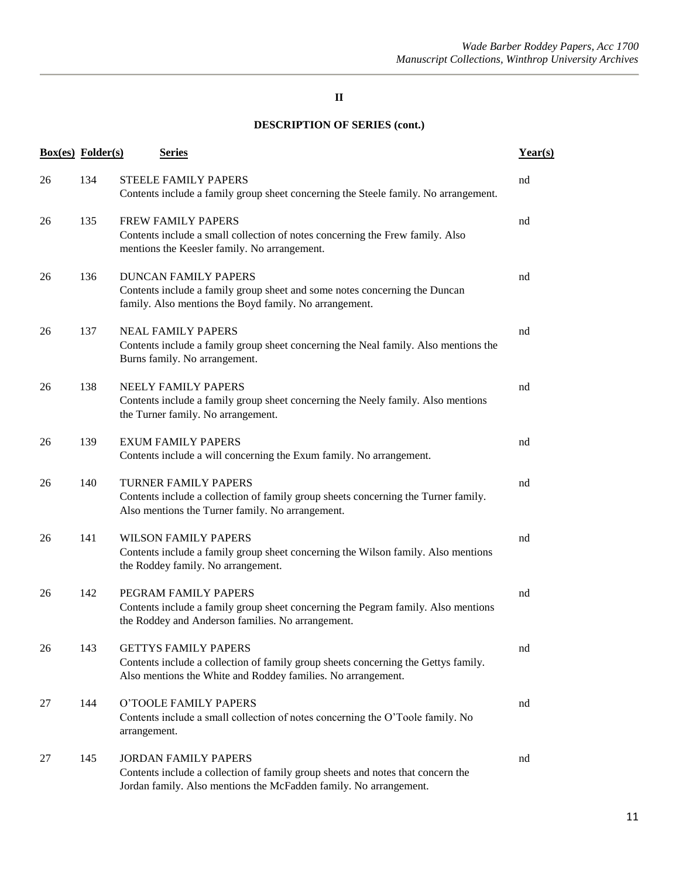## II

## DESCRIPTION OF SERIES (cont.)

| Box(es) | Folder(s) | Series | Year(s) |
|---|---|---|---|
| 26 | 134 | STEELE FAMILY PAPERS<br>Contents include a family group sheet concerning the Steele family. No arrangement. | nd |
| 26 | 135 | FREW FAMILY PAPERS<br>Contents include a small collection of notes concerning the Frew family. Also mentions the Keesler family. No arrangement. | nd |
| 26 | 136 | DUNCAN FAMILY PAPERS<br>Contents include a family group sheet and some notes concerning the Duncan family. Also mentions the Boyd family. No arrangement. | nd |
| 26 | 137 | NEAL FAMILY PAPERS<br>Contents include a family group sheet concerning the Neal family. Also mentions the Burns family. No arrangement. | nd |
| 26 | 138 | NEELY FAMILY PAPERS<br>Contents include a family group sheet concerning the Neely family. Also mentions the Turner family. No arrangement. | nd |
| 26 | 139 | EXUM FAMILY PAPERS<br>Contents include a will concerning the Exum family. No arrangement. | nd |
| 26 | 140 | TURNER FAMILY PAPERS<br>Contents include a collection of family group sheets concerning the Turner family. Also mentions the Turner family. No arrangement. | nd |
| 26 | 141 | WILSON FAMILY PAPERS<br>Contents include a family group sheet concerning the Wilson family. Also mentions the Roddey family. No arrangement. | nd |
| 26 | 142 | PEGRAM FAMILY PAPERS<br>Contents include a family group sheet concerning the Pegram family. Also mentions the Roddey and Anderson families. No arrangement. | nd |
| 26 | 143 | GETTYS FAMILY PAPERS<br>Contents include a collection of family group sheets concerning the Gettys family. Also mentions the White and Roddey families. No arrangement. | nd |
| 27 | 144 | O'TOOLE FAMILY PAPERS<br>Contents include a small collection of notes concerning the O'Toole family. No arrangement. | nd |
| 27 | 145 | JORDAN FAMILY PAPERS<br>Contents include a collection of family group sheets and notes that concern the Jordan family. Also mentions the McFadden family. No arrangement. | nd |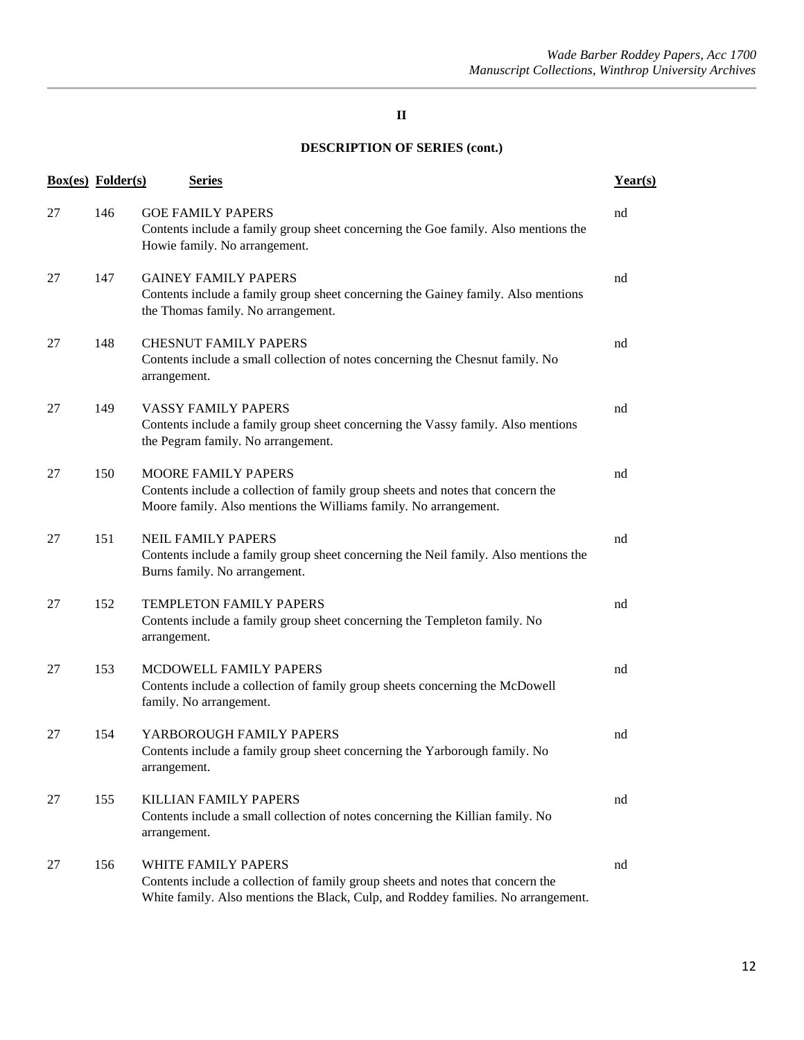## II

## DESCRIPTION OF SERIES (cont.)

| Box(es) | Folder(s) | Series | Year(s) |
|---|---|---|---|
| 27 | 146 | GOE FAMILY PAPERS<br>Contents include a family group sheet concerning the Goe family. Also mentions the Howie family. No arrangement. | nd |
| 27 | 147 | GAINEY FAMILY PAPERS<br>Contents include a family group sheet concerning the Gainey family. Also mentions the Thomas family. No arrangement. | nd |
| 27 | 148 | CHESNUT FAMILY PAPERS<br>Contents include a small collection of notes concerning the Chesnut family. No arrangement. | nd |
| 27 | 149 | VASSY FAMILY PAPERS<br>Contents include a family group sheet concerning the Vassy family. Also mentions the Pegram family. No arrangement. | nd |
| 27 | 150 | MOORE FAMILY PAPERS<br>Contents include a collection of family group sheets and notes that concern the Moore family. Also mentions the Williams family. No arrangement. | nd |
| 27 | 151 | NEIL FAMILY PAPERS<br>Contents include a family group sheet concerning the Neil family. Also mentions the Burns family. No arrangement. | nd |
| 27 | 152 | TEMPLETON FAMILY PAPERS<br>Contents include a family group sheet concerning the Templeton family. No arrangement. | nd |
| 27 | 153 | MCDOWELL FAMILY PAPERS<br>Contents include a collection of family group sheets concerning the McDowell family. No arrangement. | nd |
| 27 | 154 | YARBOROUGH FAMILY PAPERS<br>Contents include a family group sheet concerning the Yarborough family. No arrangement. | nd |
| 27 | 155 | KILLIAN FAMILY PAPERS<br>Contents include a small collection of notes concerning the Killian family. No arrangement. | nd |
| 27 | 156 | WHITE FAMILY PAPERS<br>Contents include a collection of family group sheets and notes that concern the White family. Also mentions the Black, Culp, and Roddey families. No arrangement. | nd |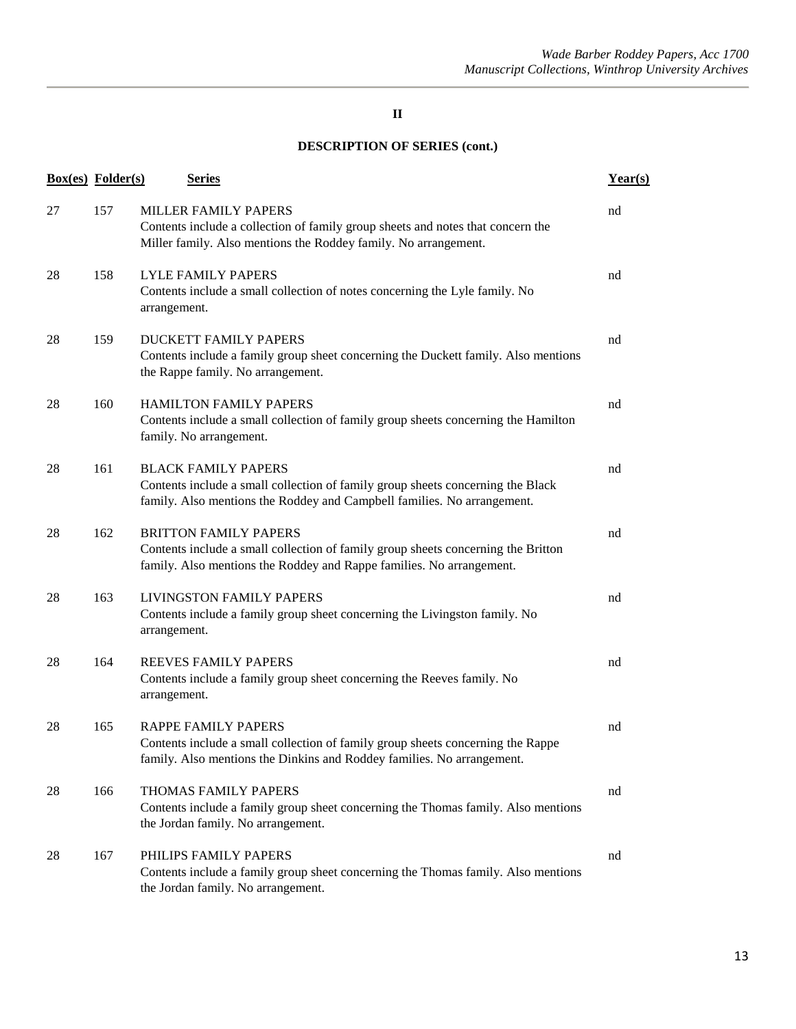**II**

**DESCRIPTION OF SERIES (cont.)**

| Box(es) | Folder(s) | Series | Year(s) |
|---|---|---|---|
| 27 | 157 | MILLER FAMILY PAPERS<br>Contents include a collection of family group sheets and notes that concern the Miller family. Also mentions the Roddey family. No arrangement. | nd |
| 28 | 158 | LYLE FAMILY PAPERS<br>Contents include a small collection of notes concerning the Lyle family. No arrangement. | nd |
| 28 | 159 | DUCKETT FAMILY PAPERS<br>Contents include a family group sheet concerning the Duckett family. Also mentions the Rappe family. No arrangement. | nd |
| 28 | 160 | HAMILTON FAMILY PAPERS<br>Contents include a small collection of family group sheets concerning the Hamilton family. No arrangement. | nd |
| 28 | 161 | BLACK FAMILY PAPERS<br>Contents include a small collection of family group sheets concerning the Black family. Also mentions the Roddey and Campbell families. No arrangement. | nd |
| 28 | 162 | BRITTON FAMILY PAPERS<br>Contents include a small collection of family group sheets concerning the Britton family. Also mentions the Roddey and Rappe families. No arrangement. | nd |
| 28 | 163 | LIVINGSTON FAMILY PAPERS<br>Contents include a family group sheet concerning the Livingston family. No arrangement. | nd |
| 28 | 164 | REEVES FAMILY PAPERS<br>Contents include a family group sheet concerning the Reeves family. No arrangement. | nd |
| 28 | 165 | RAPPE FAMILY PAPERS<br>Contents include a small collection of family group sheets concerning the Rappe family. Also mentions the Dinkins and Roddey families. No arrangement. | nd |
| 28 | 166 | THOMAS FAMILY PAPERS<br>Contents include a family group sheet concerning the Thomas family. Also mentions the Jordan family. No arrangement. | nd |
| 28 | 167 | PHILIPS FAMILY PAPERS<br>Contents include a family group sheet concerning the Thomas family. Also mentions the Jordan family. No arrangement. | nd |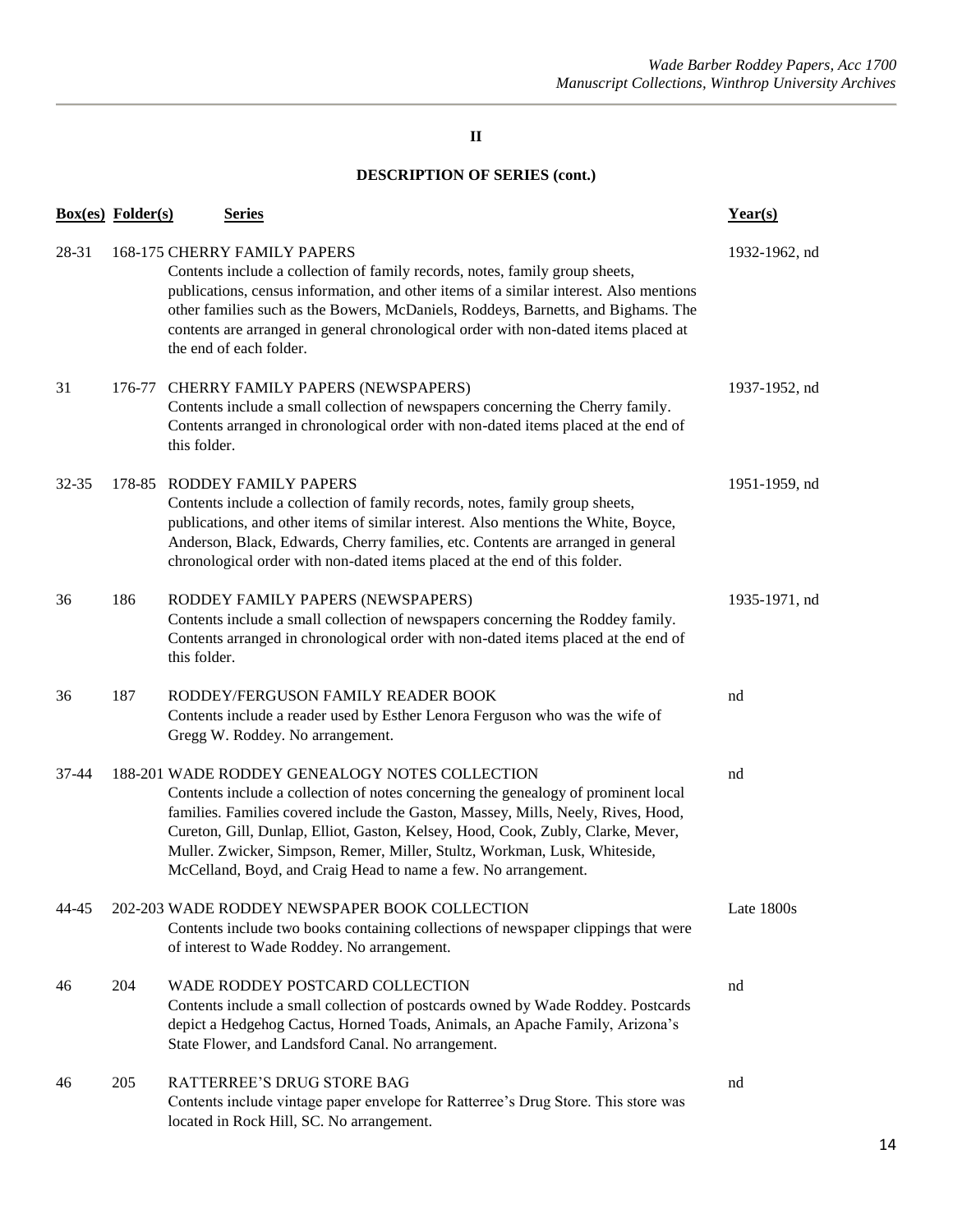## II

### DESCRIPTION OF SERIES (cont.)

| Box(es) | Folder(s) | Series | Year(s) |
|---|---|---|---|
| 28-31 | 168-175 | CHERRY FAMILY PAPERS<br>Contents include a collection of family records, notes, family group sheets, publications, census information, and other items of a similar interest. Also mentions other families such as the Bowers, McDaniels, Roddeys, Barnetts, and Bighams. The contents are arranged in general chronological order with non-dated items placed at the end of each folder. | 1932-1962, nd |
| 31 | 176-77 | CHERRY FAMILY PAPERS (NEWSPAPERS)<br>Contents include a small collection of newspapers concerning the Cherry family. Contents arranged in chronological order with non-dated items placed at the end of this folder. | 1937-1952, nd |
| 32-35 | 178-85 | RODDEY FAMILY PAPERS<br>Contents include a collection of family records, notes, family group sheets, publications, and other items of similar interest. Also mentions the White, Boyce, Anderson, Black, Edwards, Cherry families, etc. Contents are arranged in general chronological order with non-dated items placed at the end of this folder. | 1951-1959, nd |
| 36 | 186 | RODDEY FAMILY PAPERS (NEWSPAPERS)<br>Contents include a small collection of newspapers concerning the Roddey family. Contents arranged in chronological order with non-dated items placed at the end of this folder. | 1935-1971, nd |
| 36 | 187 | RODDEY/FERGUSON FAMILY READER BOOK<br>Contents include a reader used by Esther Lenora Ferguson who was the wife of Gregg W. Roddey. No arrangement. | nd |
| 37-44 | 188-201 | WADE RODDEY GENEALOGY NOTES COLLECTION<br>Contents include a collection of notes concerning the genealogy of prominent local families. Families covered include the Gaston, Massey, Mills, Neely, Rives, Hood, Cureton, Gill, Dunlap, Elliot, Gaston, Kelsey, Hood, Cook, Zubly, Clarke, Mever, Muller. Zwicker, Simpson, Remer, Miller, Stultz, Workman, Lusk, Whiteside, McCelland, Boyd, and Craig Head to name a few. No arrangement. | nd |
| 44-45 | 202-203 | WADE RODDEY NEWSPAPER BOOK COLLECTION<br>Contents include two books containing collections of newspaper clippings that were of interest to Wade Roddey. No arrangement. | Late 1800s |
| 46 | 204 | WADE RODDEY POSTCARD COLLECTION<br>Contents include a small collection of postcards owned by Wade Roddey. Postcards depict a Hedgehog Cactus, Horned Toads, Animals, an Apache Family, Arizona's State Flower, and Landsford Canal. No arrangement. | nd |
| 46 | 205 | RATTERREE'S DRUG STORE BAG<br>Contents include vintage paper envelope for Ratterree's Drug Store. This store was located in Rock Hill, SC. No arrangement. | nd |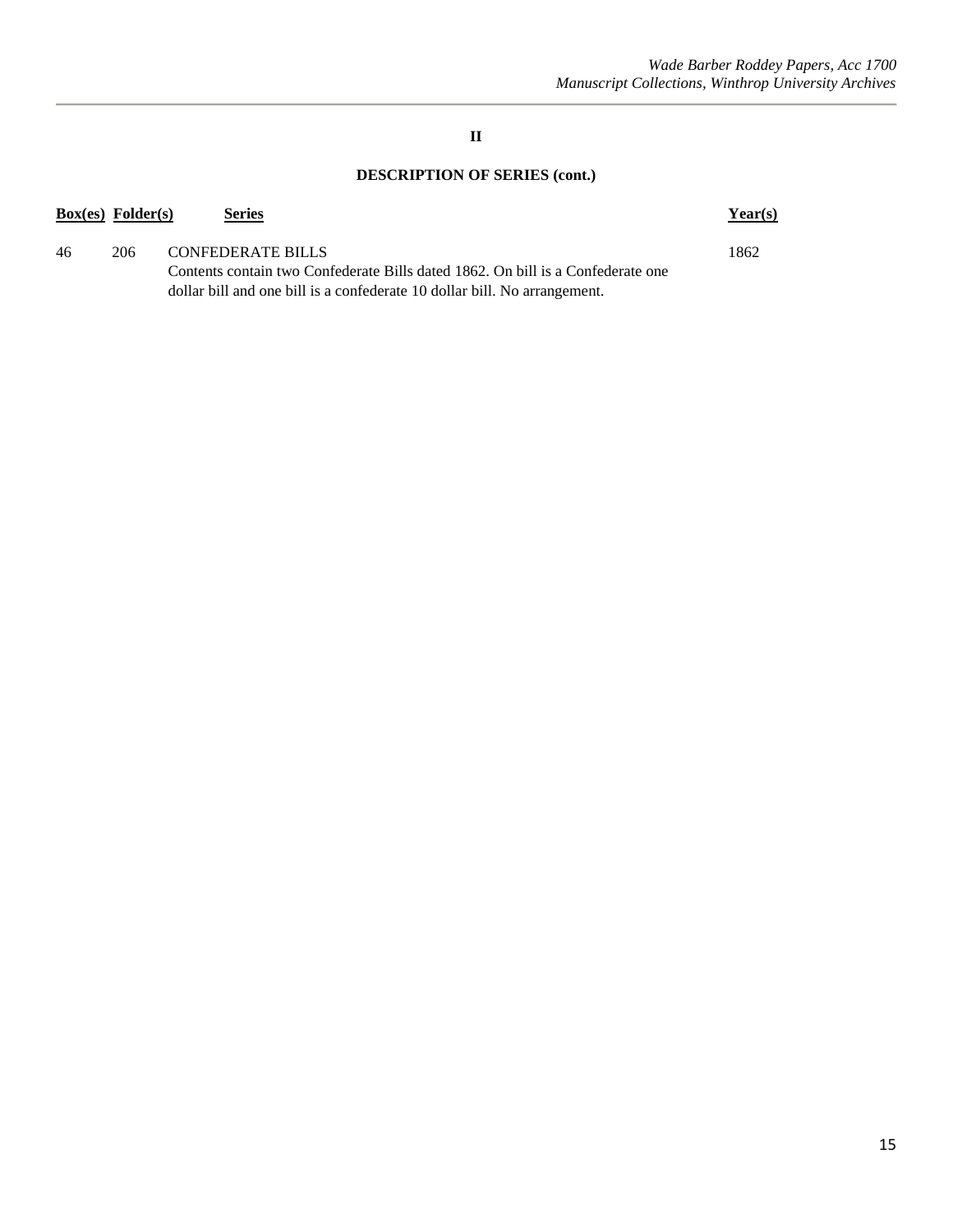## II

### DESCRIPTION OF SERIES (cont.)

| Box(es) | Folder(s) | Series | Year(s) |
|---|---|---|---|
| 46 | 206 | CONFEDERATE BILLS<br>Contents contain two Confederate Bills dated 1862. On bill is a Confederate one dollar bill and one bill is a confederate 10 dollar bill. No arrangement. | 1862 |